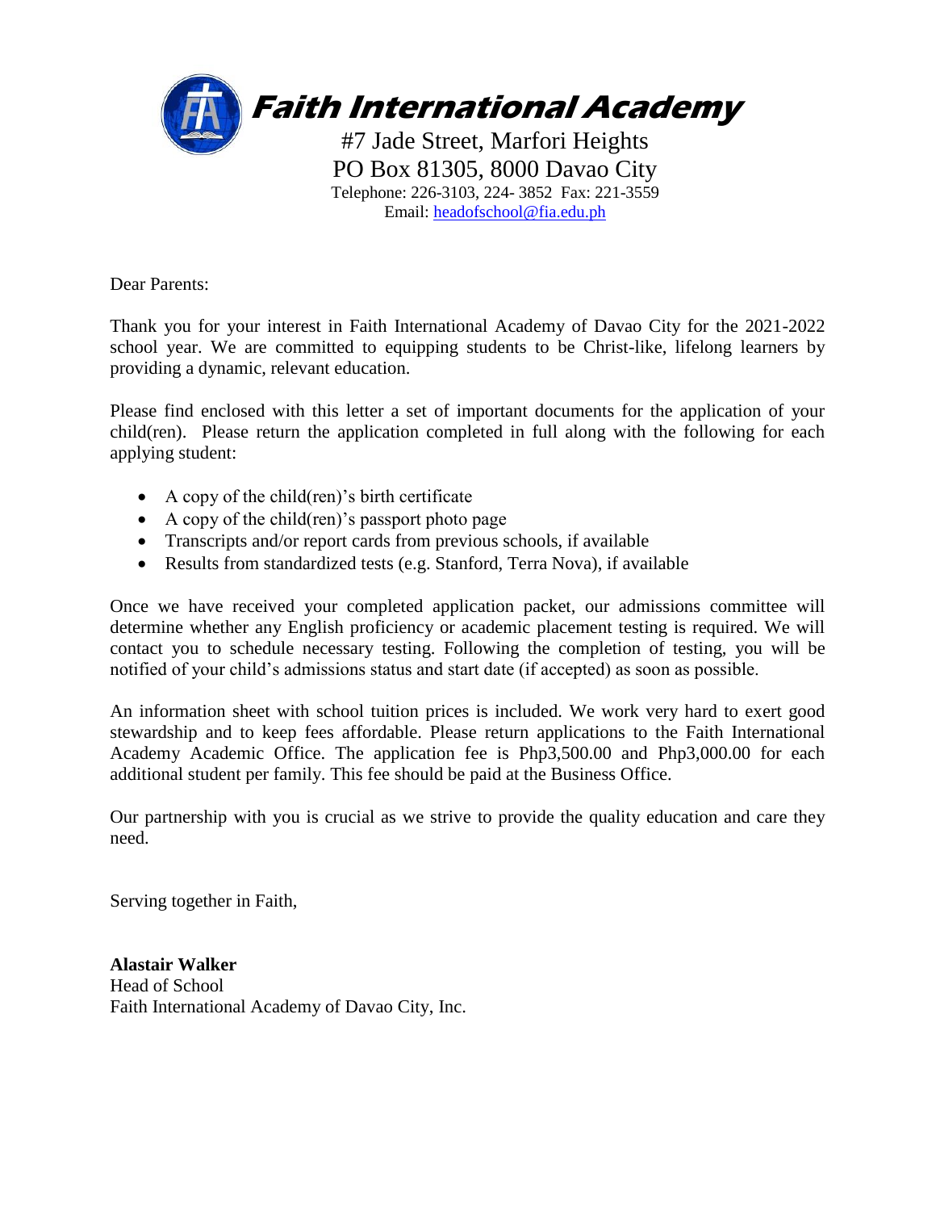# Faith International Academy

#7 Jade Street, Marfori Heights
PO Box 81305, 8000 Davao City
Telephone: 226-3103, 224- 3852 Fax: 221-3559
Email: headofschool@fia.edu.ph

Dear Parents:

Thank you for your interest in Faith International Academy of Davao City for the 2021-2022 school year. We are committed to equipping students to be Christ-like, lifelong learners by providing a dynamic, relevant education.

Please find enclosed with this letter a set of important documents for the application of your child(ren). Please return the application completed in full along with the following for each applying student:

- A copy of the child(ren)'s birth certificate
- A copy of the child(ren)'s passport photo page
- Transcripts and/or report cards from previous schools, if available
- Results from standardized tests (e.g. Stanford, Terra Nova), if available

Once we have received your completed application packet, our admissions committee will determine whether any English proficiency or academic placement testing is required. We will contact you to schedule necessary testing. Following the completion of testing, you will be notified of your child's admissions status and start date (if accepted) as soon as possible.

An information sheet with school tuition prices is included. We work very hard to exert good stewardship and to keep fees affordable. Please return applications to the Faith International Academy Academic Office. The application fee is Php3,500.00 and Php3,000.00 for each additional student per family. This fee should be paid at the Business Office.

Our partnership with you is crucial as we strive to provide the quality education and care they need.

Serving together in Faith,

**Alastair Walker**
Head of School
Faith International Academy of Davao City, Inc.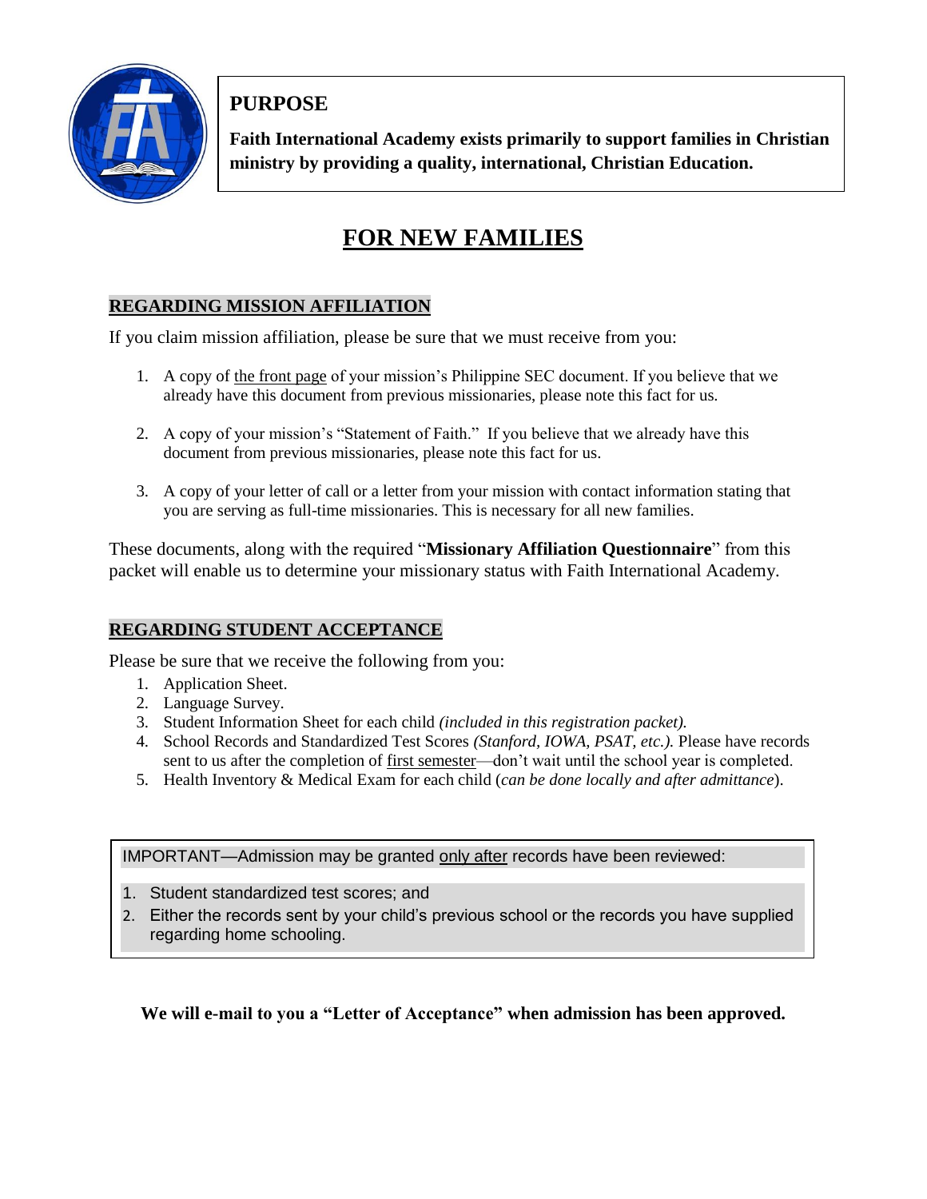## PURPOSE

**Faith International Academy exists primarily to support families in Christian ministry by providing a quality, international, Christian Education.**

# FOR NEW FAMILIES

### REGARDING MISSION AFFILIATION

If you claim mission affiliation, please be sure that we must receive from you:

1. A copy of the front page of your mission's Philippine SEC document. If you believe that we already have this document from previous missionaries, please note this fact for us.

2. A copy of your mission's "Statement of Faith." If you believe that we already have this document from previous missionaries, please note this fact for us.

3. A copy of your letter of call or a letter from your mission with contact information stating that you are serving as full-time missionaries. This is necessary for all new families.

These documents, along with the required "**Missionary Affiliation Questionnaire**" from this packet will enable us to determine your missionary status with Faith International Academy.

### REGARDING STUDENT ACCEPTANCE

Please be sure that we receive the following from you:

1. Application Sheet.
2. Language Survey.
3. Student Information Sheet for each child *(included in this registration packet).*
4. School Records and Standardized Test Scores *(Stanford, IOWA, PSAT, etc.).* Please have records sent to us after the completion of first semester—don't wait until the school year is completed.
5. Health Inventory & Medical Exam for each child (*can be done locally and after admittance*).

IMPORTANT—Admission may be granted only after records have been reviewed:

1. Student standardized test scores; and
2. Either the records sent by your child's previous school or the records you have supplied regarding home schooling.

**We will e-mail to you a "Letter of Acceptance" when admission has been approved.**